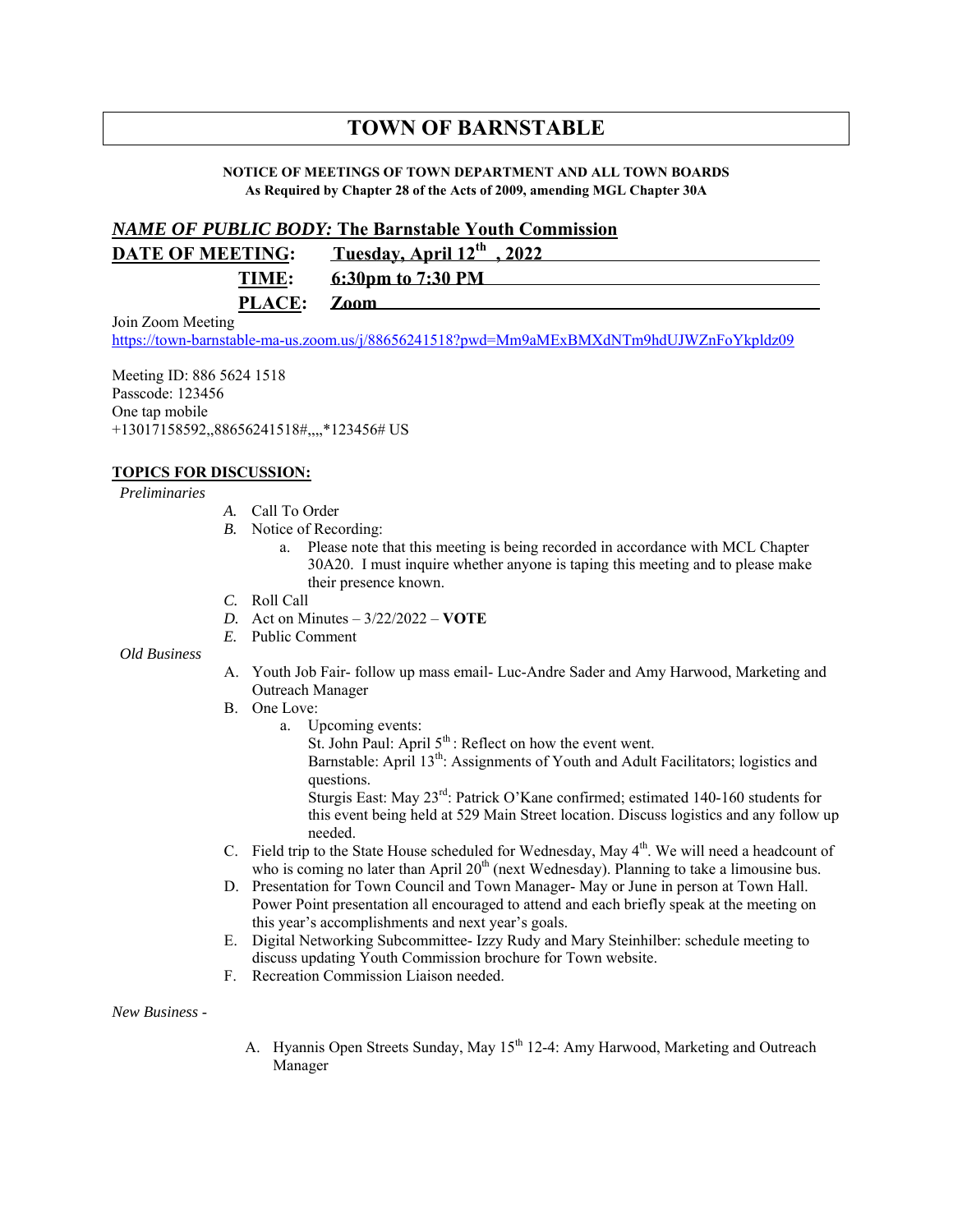# TOWN OF BARNSTABLE

**NOTICE OF MEETINGS OF TOWN DEPARTMENT AND ALL TOWN BOARDS**
**As Required by Chapter 28 of the Acts of 2009, amending MGL Chapter 30A**

***NAME OF PUBLIC BODY:*** **The Barnstable Youth Commission**

**DATE OF MEETING:** **Tuesday, April 12th , 2022**

**TIME:** **6:30pm to 7:30 PM**

**PLACE:** **Zoom**

Join Zoom Meeting
https://town-barnstable-ma-us.zoom.us/j/88656241518?pwd=Mm9aMExBMXdNTm9hdUJWZnFoYkpldz09

Meeting ID: 886 5624 1518
Passcode: 123456
One tap mobile
+13017158592,,88656241518#,,,,*123456# US

**TOPICS FOR DISCUSSION:**

*Preliminaries*

- *A.* Call To Order
- *B.* Notice of Recording:
  - a. Please note that this meeting is being recorded in accordance with MCL Chapter 30A20. I must inquire whether anyone is taping this meeting and to please make their presence known.
- *C.* Roll Call
- *D.* Act on Minutes – 3/22/2022 – **VOTE**
- *E.* Public Comment

*Old Business*

- A. Youth Job Fair- follow up mass email- Luc-Andre Sader and Amy Harwood, Marketing and Outreach Manager
- B. One Love:
  - a. Upcoming events:
    St. John Paul: April 5th : Reflect on how the event went.
    Barnstable: April 13th: Assignments of Youth and Adult Facilitators; logistics and questions.
    Sturgis East: May 23rd: Patrick O'Kane confirmed; estimated 140-160 students for this event being held at 529 Main Street location. Discuss logistics and any follow up needed.
- C. Field trip to the State House scheduled for Wednesday, May 4th. We will need a headcount of who is coming no later than April 20th (next Wednesday). Planning to take a limousine bus.
- D. Presentation for Town Council and Town Manager- May or June in person at Town Hall. Power Point presentation all encouraged to attend and each briefly speak at the meeting on this year's accomplishments and next year's goals.
- E. Digital Networking Subcommittee- Izzy Rudy and Mary Steinhilber: schedule meeting to discuss updating Youth Commission brochure for Town website.
- F. Recreation Commission Liaison needed.

*New Business -*

- A. Hyannis Open Streets Sunday, May 15th 12-4: Amy Harwood, Marketing and Outreach Manager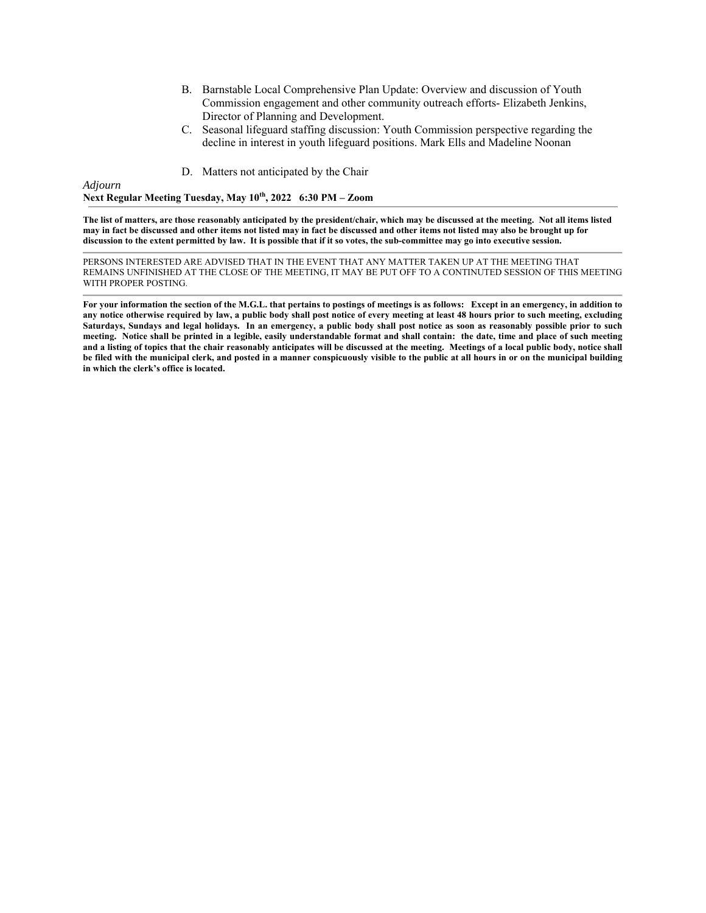B. Barnstable Local Comprehensive Plan Update: Overview and discussion of Youth Commission engagement and other community outreach efforts- Elizabeth Jenkins, Director of Planning and Development.

C. Seasonal lifeguard staffing discussion: Youth Commission perspective regarding the decline in interest in youth lifeguard positions. Mark Ells and Madeline Noonan

D. Matters not anticipated by the Chair

*Adjourn*

**Next Regular Meeting Tuesday, May 10th, 2022 6:30 PM – Zoom**

---

**The list of matters, are those reasonably anticipated by the president/chair, which may be discussed at the meeting. Not all items listed may in fact be discussed and other items not listed may in fact be discussed and other items not listed may also be brought up for discussion to the extent permitted by law. It is possible that if it so votes, the sub-committee may go into executive session.**

---

PERSONS INTERESTED ARE ADVISED THAT IN THE EVENT THAT ANY MATTER TAKEN UP AT THE MEETING THAT REMAINS UNFINISHED AT THE CLOSE OF THE MEETING, IT MAY BE PUT OFF TO A CONTINUTED SESSION OF THIS MEETING WITH PROPER POSTING.

---

**For your information the section of the M.G.L. that pertains to postings of meetings is as follows: Except in an emergency, in addition to any notice otherwise required by law, a public body shall post notice of every meeting at least 48 hours prior to such meeting, excluding Saturdays, Sundays and legal holidays. In an emergency, a public body shall post notice as soon as reasonably possible prior to such meeting. Notice shall be printed in a legible, easily understandable format and shall contain: the date, time and place of such meeting and a listing of topics that the chair reasonably anticipates will be discussed at the meeting. Meetings of a local public body, notice shall be filed with the municipal clerk, and posted in a manner conspicuously visible to the public at all hours in or on the municipal building in which the clerk's office is located.**